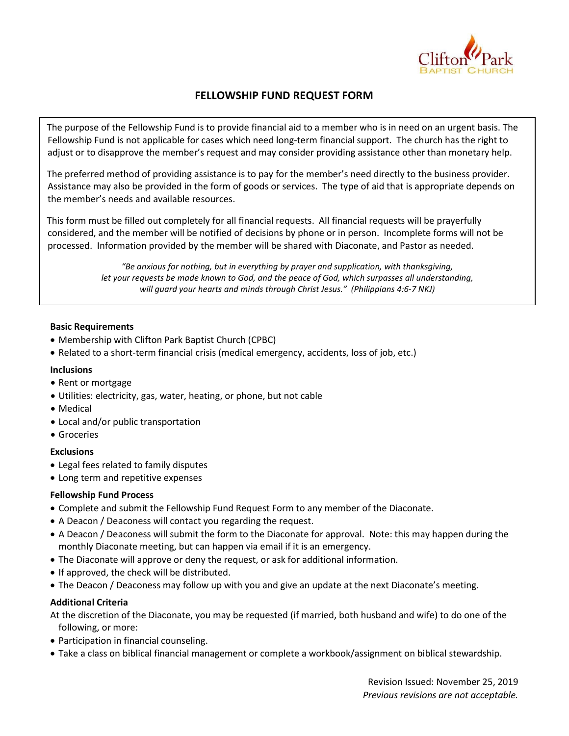Clifton Park
BAPTIST CHURCH

# FELLOWSHIP FUND REQUEST FORM

The purpose of the Fellowship Fund is to provide financial aid to a member who is in need on an urgent basis. The Fellowship Fund is not applicable for cases which need long-term financial support. The church has the right to adjust or to disapprove the member's request and may consider providing assistance other than monetary help.

The preferred method of providing assistance is to pay for the member's need directly to the business provider. Assistance may also be provided in the form of goods or services. The type of aid that is appropriate depends on the member's needs and available resources.

This form must be filled out completely for all financial requests. All financial requests will be prayerfully considered, and the member will be notified of decisions by phone or in person. Incomplete forms will not be processed. Information provided by the member will be shared with Diaconate, and Pastor as needed.

*"Be anxious for nothing, but in everything by prayer and supplication, with thanksgiving, let your requests be made known to God, and the peace of God, which surpasses all understanding, will guard your hearts and minds through Christ Jesus." (Philippians 4:6-7 NKJ)*

**Basic Requirements**

- Membership with Clifton Park Baptist Church (CPBC)
- Related to a short-term financial crisis (medical emergency, accidents, loss of job, etc.)

**Inclusions**

- Rent or mortgage
- Utilities: electricity, gas, water, heating, or phone, but not cable
- Medical
- Local and/or public transportation
- Groceries

**Exclusions**

- Legal fees related to family disputes
- Long term and repetitive expenses

**Fellowship Fund Process**

- Complete and submit the Fellowship Fund Request Form to any member of the Diaconate.
- A Deacon / Deaconess will contact you regarding the request.
- A Deacon / Deaconess will submit the form to the Diaconate for approval. Note: this may happen during the monthly Diaconate meeting, but can happen via email if it is an emergency.
- The Diaconate will approve or deny the request, or ask for additional information.
- If approved, the check will be distributed.
- The Deacon / Deaconess may follow up with you and give an update at the next Diaconate's meeting.

**Additional Criteria**

At the discretion of the Diaconate, you may be requested (if married, both husband and wife) to do one of the following, or more:

- Participation in financial counseling.
- Take a class on biblical financial management or complete a workbook/assignment on biblical stewardship.

Revision Issued: November 25, 2019
*Previous revisions are not acceptable.*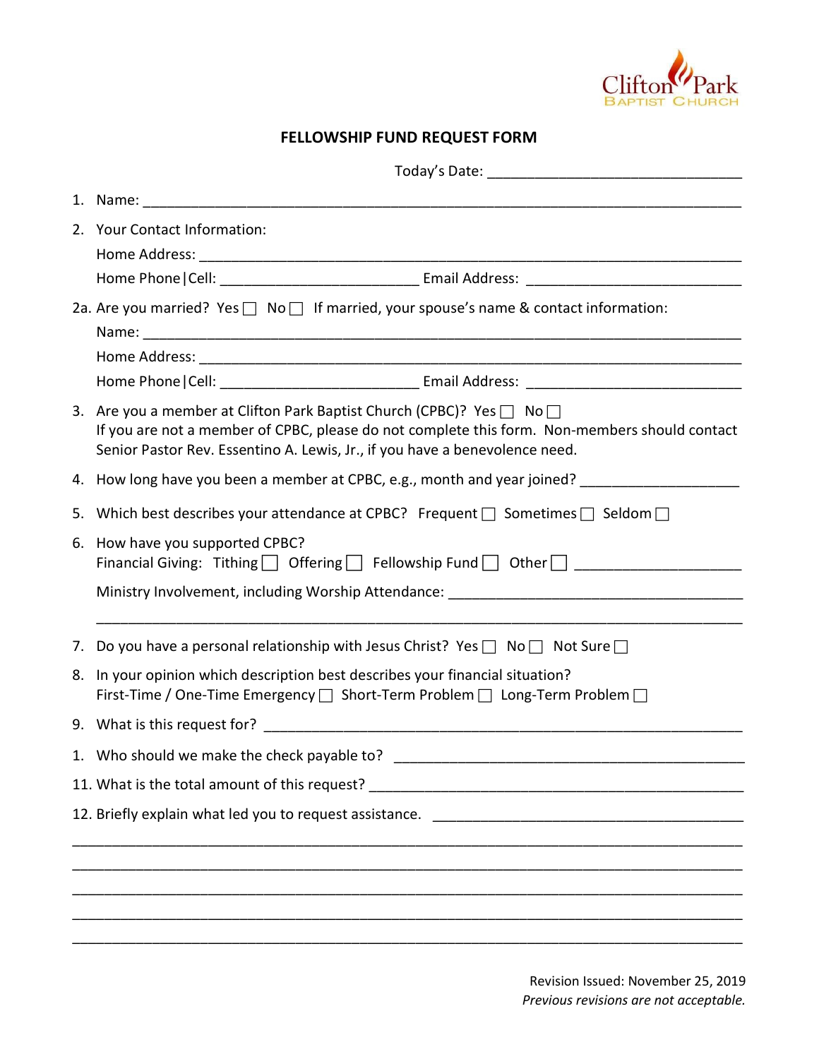Clifton Park
BAPTIST CHURCH

## FELLOWSHIP FUND REQUEST FORM

Today's Date: ________________________________

1. Name: ______________________________________________________________________
2. Your Contact Information:
   Home Address: _______________________________________________________________
   Home Phone | Cell: _________________________ Email Address: ___________________________

2a. Are you married? Yes ☐ No ☐ If married, your spouse's name & contact information:
   Name: _______________________________________________________________________
   Home Address: _______________________________________________________________
   Home Phone | Cell: _________________________ Email Address: ___________________________

3. Are you a member at Clifton Park Baptist Church (CPBC)? Yes ☐ No ☐
   If you are not a member of CPBC, please do not complete this form. Non-members should contact Senior Pastor Rev. Essentino A. Lewis, Jr., if you have a benevolence need.
4. How long have you been a member at CPBC, e.g., month and year joined? ____________________
5. Which best describes your attendance at CPBC? Frequent ☐ Sometimes ☐ Seldom ☐
6. How have you supported CPBC?
   Financial Giving: Tithing ☐ Offering ☐ Fellowship Fund ☐ Other ☐ ____________________

   Ministry Involvement, including Worship Attendance: ____________________________________

   ___________________________________________________________________________
7. Do you have a personal relationship with Jesus Christ? Yes ☐ No ☐ Not Sure ☐
8. In your opinion which description best describes your financial situation?
   First-Time / One-Time Emergency ☐ Short-Term Problem ☐ Long-Term Problem ☐
9. What is this request for? _____________________________________________________

1. Who should we make the check payable to? ___________________________________________

11. What is the total amount of this request? ________________________________________________

12. Briefly explain what led you to request assistance. ________________________________________

___________________________________________________________________________

___________________________________________________________________________

___________________________________________________________________________

___________________________________________________________________________

___________________________________________________________________________

Revision Issued: November 25, 2019
*Previous revisions are not acceptable.*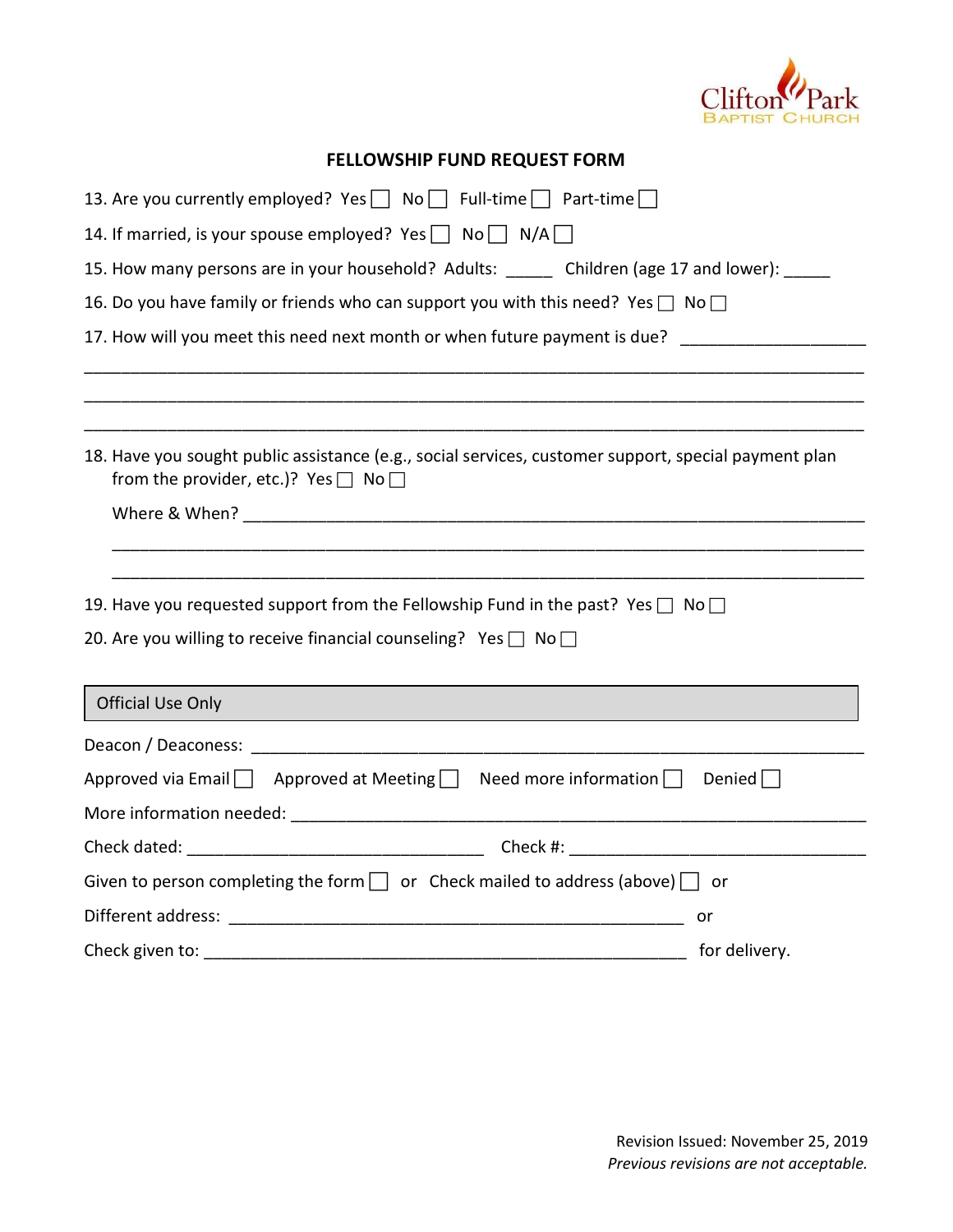Clifton Park
BAPTIST CHURCH

## FELLOWSHIP FUND REQUEST FORM

13. Are you currently employed? Yes ☐ No ☐ Full-time ☐ Part-time ☐

14. If married, is your spouse employed? Yes ☐ No ☐ N/A ☐

15. How many persons are in your household? Adults: _____ Children (age 17 and lower): _____

16. Do you have family or friends who can support you with this need? Yes ☐ No ☐

17. How will you meet this need next month or when future payment is due? ___________________

_______________________________________________________________________________

_______________________________________________________________________________

_______________________________________________________________________________

18. Have you sought public assistance (e.g., social services, customer support, special payment plan from the provider, etc.)? Yes ☐ No ☐

    Where & When? _______________________________________________________________

    _______________________________________________________________________________

    _______________________________________________________________________________

19. Have you requested support from the Fellowship Fund in the past? Yes ☐ No ☐

20. Are you willing to receive financial counseling? Yes ☐ No ☐

| Official Use Only |
|---|

Deacon / Deaconess: _______________________________________________________________

Approved via Email ☐ Approved at Meeting ☐ Need more information ☐ Denied ☐

More information needed: ____________________________________________________________

Check dated: ________________________________ Check #: ________________________________

Given to person completing the form ☐ or Check mailed to address (above) ☐ or

Different address: __________________________________________________ or

Check given to: _____________________________________________________ for delivery.

Revision Issued: November 25, 2019
*Previous revisions are not acceptable.*